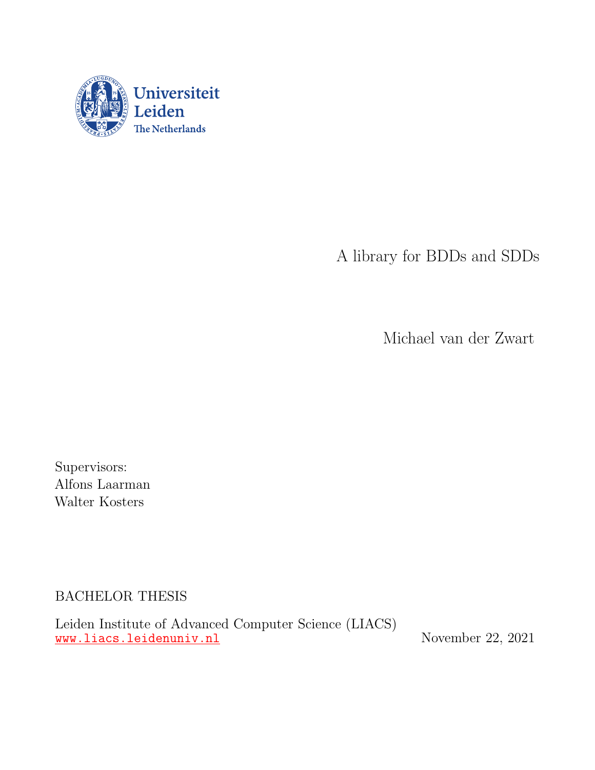Universiteit Leiden

The Netherlands

# A library for BDDs and SDDs

Michael van der Zwart

Supervisors:
Alfons Laarman
Walter Kosters

BACHELOR THESIS

Leiden Institute of Advanced Computer Science (LIACS)
www.liacs.leidenuniv.nl

November 22, 2021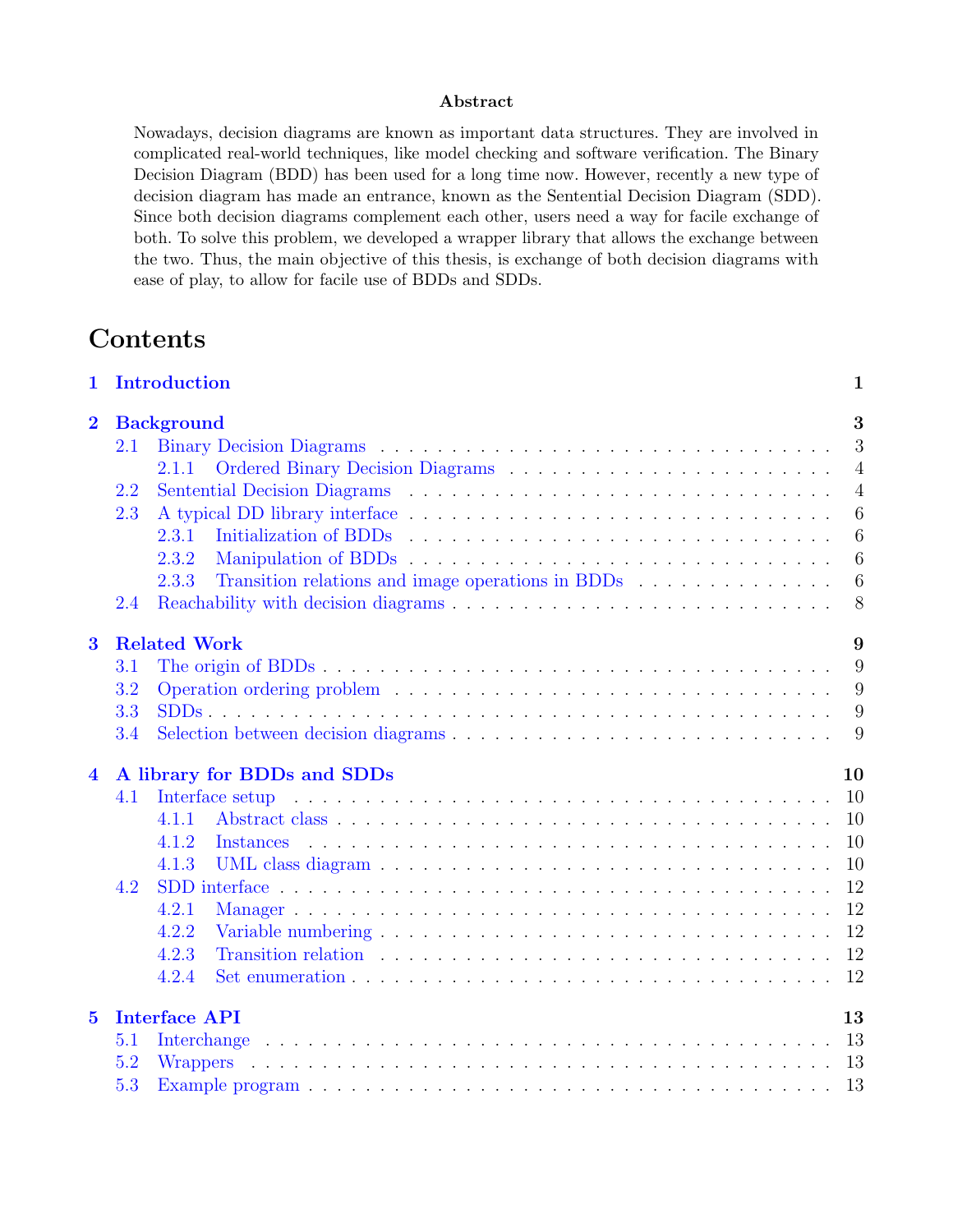**Abstract**

Nowadays, decision diagrams are known as important data structures. They are involved in complicated real-world techniques, like model checking and software verification. The Binary Decision Diagram (BDD) has been used for a long time now. However, recently a new type of decision diagram has made an entrance, known as the Sentential Decision Diagram (SDD). Since both decision diagrams complement each other, users need a way for facile exchange of both. To solve this problem, we developed a wrapper library that allows the exchange between the two. Thus, the main objective of this thesis, is exchange of both decision diagrams with ease of play, to allow for facile use of BDDs and SDDs.

# Contents

**1 Introduction** — 1

**2 Background** — 3

- 2.1 Binary Decision Diagrams — 3
  - 2.1.1 Ordered Binary Decision Diagrams — 4
- 2.2 Sentential Decision Diagrams — 4
- 2.3 A typical DD library interface — 6
  - 2.3.1 Initialization of BDDs — 6
  - 2.3.2 Manipulation of BDDs — 6
  - 2.3.3 Transition relations and image operations in BDDs — 6
- 2.4 Reachability with decision diagrams — 8

**3 Related Work** — 9

- 3.1 The origin of BDDs — 9
- 3.2 Operation ordering problem — 9
- 3.3 SDDs — 9
- 3.4 Selection between decision diagrams — 9

**4 A library for BDDs and SDDs** — 10

- 4.1 Interface setup — 10
  - 4.1.1 Abstract class — 10
  - 4.1.2 Instances — 10
  - 4.1.3 UML class diagram — 10
- 4.2 SDD interface — 12
  - 4.2.1 Manager — 12
  - 4.2.2 Variable numbering — 12
  - 4.2.3 Transition relation — 12
  - 4.2.4 Set enumeration — 12

**5 Interface API** — 13

- 5.1 Interchange — 13
- 5.2 Wrappers — 13
- 5.3 Example program — 13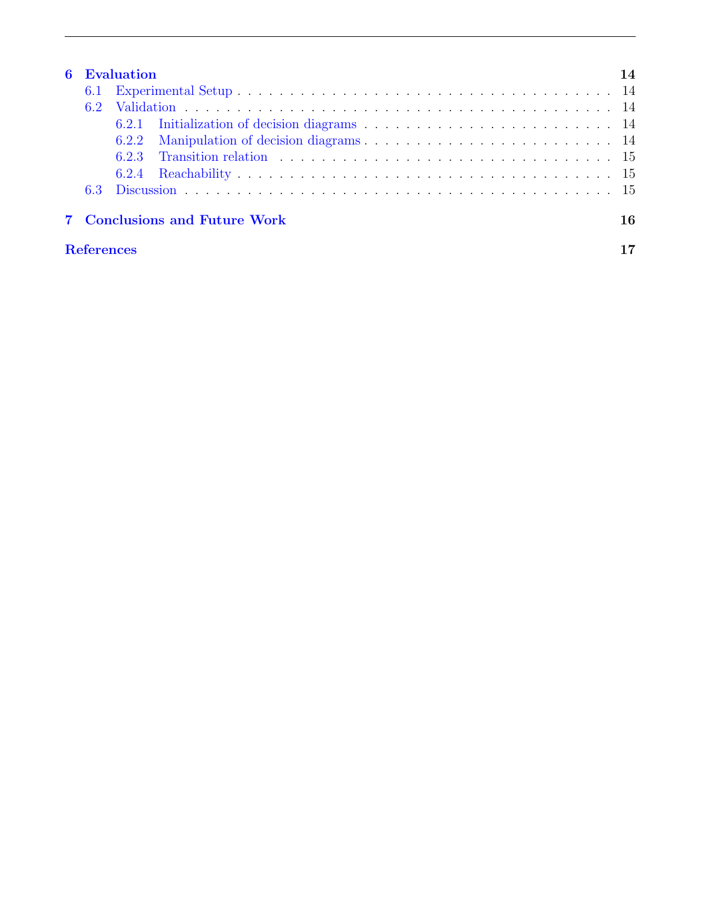6 Evaluation 14
- 6.1 Experimental Setup . . . 14
- 6.2 Validation . . . 14
  - 6.2.1 Initialization of decision diagrams . . . 14
  - 6.2.2 Manipulation of decision diagrams . . . 14
  - 6.2.3 Transition relation . . . 15
  - 6.2.4 Reachability . . . 15
- 6.3 Discussion . . . 15

7 Conclusions and Future Work 16

References 17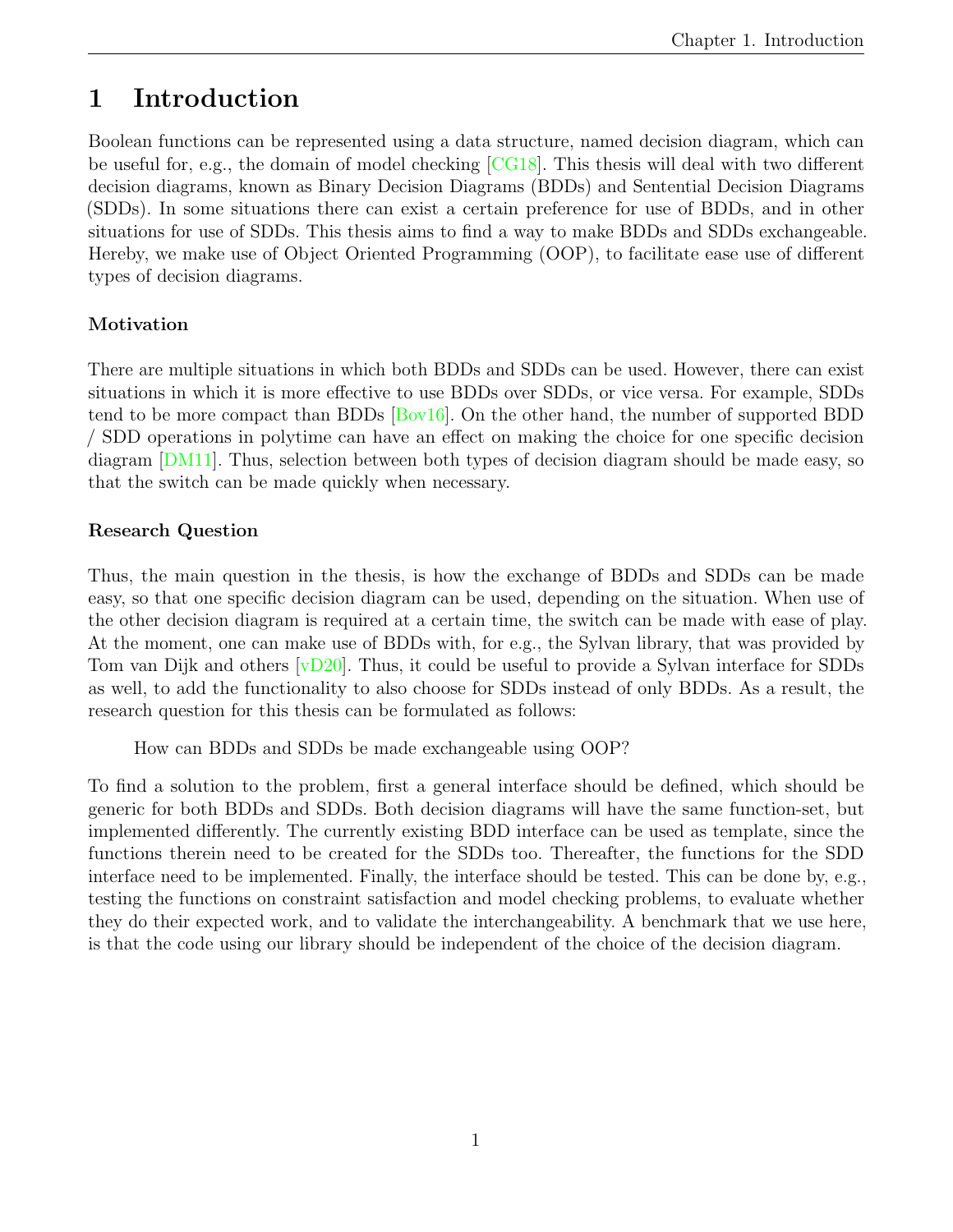# 1 Introduction

Boolean functions can be represented using a data structure, named decision diagram, which can be useful for, e.g., the domain of model checking [CG18]. This thesis will deal with two different decision diagrams, known as Binary Decision Diagrams (BDDs) and Sentential Decision Diagrams (SDDs). In some situations there can exist a certain preference for use of BDDs, and in other situations for use of SDDs. This thesis aims to find a way to make BDDs and SDDs exchangeable. Hereby, we make use of Object Oriented Programming (OOP), to facilitate ease use of different types of decision diagrams.

### Motivation

There are multiple situations in which both BDDs and SDDs can be used. However, there can exist situations in which it is more effective to use BDDs over SDDs, or vice versa. For example, SDDs tend to be more compact than BDDs [Bov16]. On the other hand, the number of supported BDD / SDD operations in polytime can have an effect on making the choice for one specific decision diagram [DM11]. Thus, selection between both types of decision diagram should be made easy, so that the switch can be made quickly when necessary.

### Research Question

Thus, the main question in the thesis, is how the exchange of BDDs and SDDs can be made easy, so that one specific decision diagram can be used, depending on the situation. When use of the other decision diagram is required at a certain time, the switch can be made with ease of play. At the moment, one can make use of BDDs with, for e.g., the Sylvan library, that was provided by Tom van Dijk and others [vD20]. Thus, it could be useful to provide a Sylvan interface for SDDs as well, to add the functionality to also choose for SDDs instead of only BDDs. As a result, the research question for this thesis can be formulated as follows:

> How can BDDs and SDDs be made exchangeable using OOP?

To find a solution to the problem, first a general interface should be defined, which should be generic for both BDDs and SDDs. Both decision diagrams will have the same function-set, but implemented differently. The currently existing BDD interface can be used as template, since the functions therein need to be created for the SDDs too. Thereafter, the functions for the SDD interface need to be implemented. Finally, the interface should be tested. This can be done by, e.g., testing the functions on constraint satisfaction and model checking problems, to evaluate whether they do their expected work, and to validate the interchangeability. A benchmark that we use here, is that the code using our library should be independent of the choice of the decision diagram.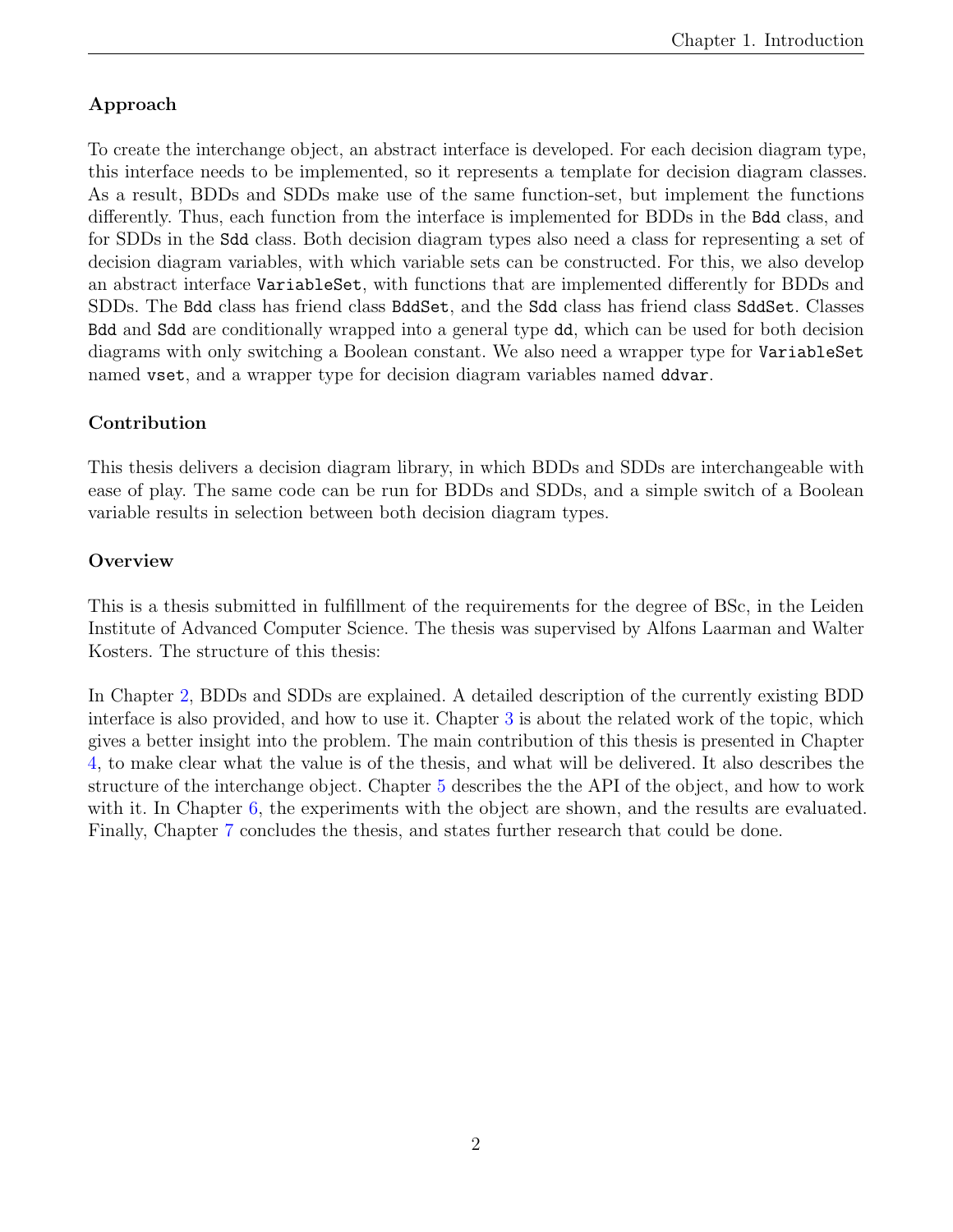### Approach

To create the interchange object, an abstract interface is developed. For each decision diagram type, this interface needs to be implemented, so it represents a template for decision diagram classes. As a result, BDDs and SDDs make use of the same function-set, but implement the functions differently. Thus, each function from the interface is implemented for BDDs in the `Bdd` class, and for SDDs in the `Sdd` class. Both decision diagram types also need a class for representing a set of decision diagram variables, with which variable sets can be constructed. For this, we also develop an abstract interface `VariableSet`, with functions that are implemented differently for BDDs and SDDs. The `Bdd` class has friend class `BddSet`, and the `Sdd` class has friend class `SddSet`. Classes `Bdd` and `Sdd` are conditionally wrapped into a general type `dd`, which can be used for both decision diagrams with only switching a Boolean constant. We also need a wrapper type for `VariableSet` named `vset`, and a wrapper type for decision diagram variables named `ddvar`.

### Contribution

This thesis delivers a decision diagram library, in which BDDs and SDDs are interchangeable with ease of play. The same code can be run for BDDs and SDDs, and a simple switch of a Boolean variable results in selection between both decision diagram types.

### Overview

This is a thesis submitted in fulfillment of the requirements for the degree of BSc, in the Leiden Institute of Advanced Computer Science. The thesis was supervised by Alfons Laarman and Walter Kosters. The structure of this thesis:

In Chapter 2, BDDs and SDDs are explained. A detailed description of the currently existing BDD interface is also provided, and how to use it. Chapter 3 is about the related work of the topic, which gives a better insight into the problem. The main contribution of this thesis is presented in Chapter 4, to make clear what the value is of the thesis, and what will be delivered. It also describes the structure of the interchange object. Chapter 5 describes the the API of the object, and how to work with it. In Chapter 6, the experiments with the object are shown, and the results are evaluated. Finally, Chapter 7 concludes the thesis, and states further research that could be done.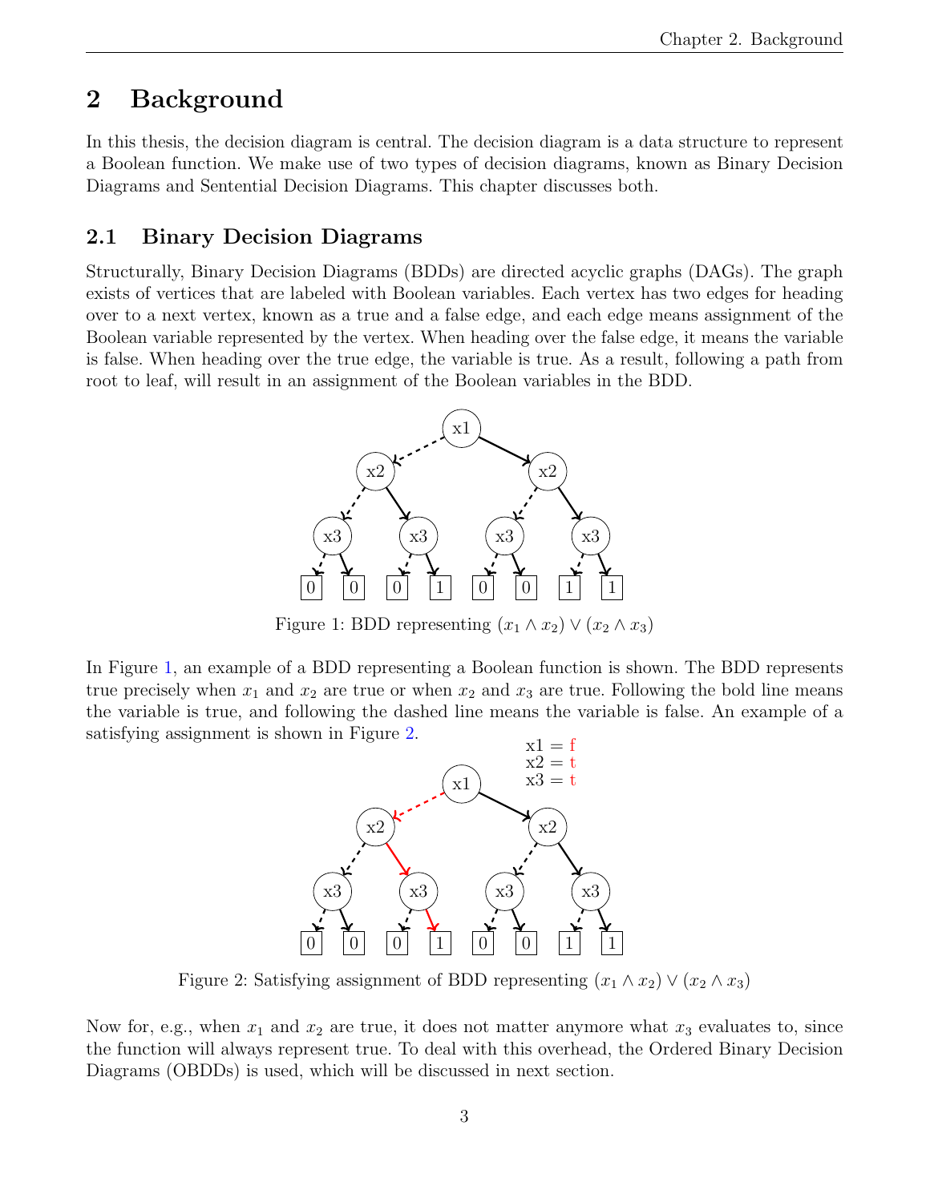# 2 Background

In this thesis, the decision diagram is central. The decision diagram is a data structure to represent a Boolean function. We make use of two types of decision diagrams, known as Binary Decision Diagrams and Sentential Decision Diagrams. This chapter discusses both.

## 2.1 Binary Decision Diagrams

Structurally, Binary Decision Diagrams (BDDs) are directed acyclic graphs (DAGs). The graph exists of vertices that are labeled with Boolean variables. Each vertex has two edges for heading over to a next vertex, known as a true and a false edge, and each edge means assignment of the Boolean variable represented by the vertex. When heading over the false edge, it means the variable is false. When heading over the true edge, the variable is true. As a result, following a path from root to leaf, will result in an assignment of the Boolean variables in the BDD.

Figure 1: BDD representing $(x_1 \wedge x_2) \vee (x_2 \wedge x_3)$

In Figure 1, an example of a BDD representing a Boolean function is shown. The BDD represents true precisely when $x_1$ and $x_2$ are true or when $x_2$ and $x_3$ are true. Following the bold line means the variable is true, and following the dashed line means the variable is false. An example of a satisfying assignment is shown in Figure 2.

Figure 2: Satisfying assignment of BDD representing $(x_1 \wedge x_2) \vee (x_2 \wedge x_3)$

Now for, e.g., when $x_1$ and $x_2$ are true, it does not matter anymore what $x_3$ evaluates to, since the function will always represent true. To deal with this overhead, the Ordered Binary Decision Diagrams (OBDDs) is used, which will be discussed in next section.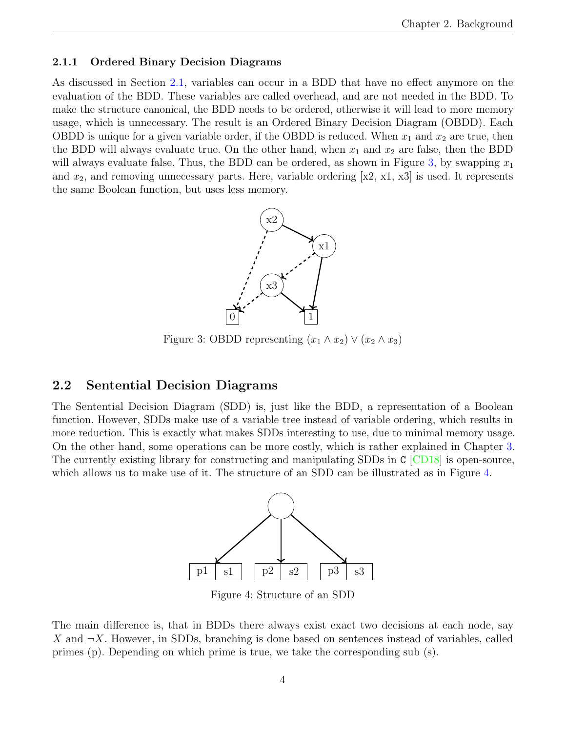### 2.1.1 Ordered Binary Decision Diagrams

As discussed in Section 2.1, variables can occur in a BDD that have no effect anymore on the evaluation of the BDD. These variables are called overhead, and are not needed in the BDD. To make the structure canonical, the BDD needs to be ordered, otherwise it will lead to more memory usage, which is unnecessary. The result is an Ordered Binary Decision Diagram (OBDD). Each OBDD is unique for a given variable order, if the OBDD is reduced. When $x_1$ and $x_2$ are true, then the BDD will always evaluate true. On the other hand, when $x_1$ and $x_2$ are false, then the BDD will always evaluate false. Thus, the BDD can be ordered, as shown in Figure 3, by swapping $x_1$ and $x_2$, and removing unnecessary parts. Here, variable ordering [x2, x1, x3] is used. It represents the same Boolean function, but uses less memory.

Figure 3: OBDD representing $(x_1 \wedge x_2) \vee (x_2 \wedge x_3)$

## 2.2 Sentential Decision Diagrams

The Sentential Decision Diagram (SDD) is, just like the BDD, a representation of a Boolean function. However, SDDs make use of a variable tree instead of variable ordering, which results in more reduction. This is exactly what makes SDDs interesting to use, due to minimal memory usage. On the other hand, some operations can be more costly, which is rather explained in Chapter 3. The currently existing library for constructing and manipulating SDDs in `C` [CD18] is open-source, which allows us to make use of it. The structure of an SDD can be illustrated as in Figure 4.

Figure 4: Structure of an SDD

The main difference is, that in BDDs there always exist exact two decisions at each node, say $X$ and $\neg X$. However, in SDDs, branching is done based on sentences instead of variables, called primes (p). Depending on which prime is true, we take the corresponding sub (s).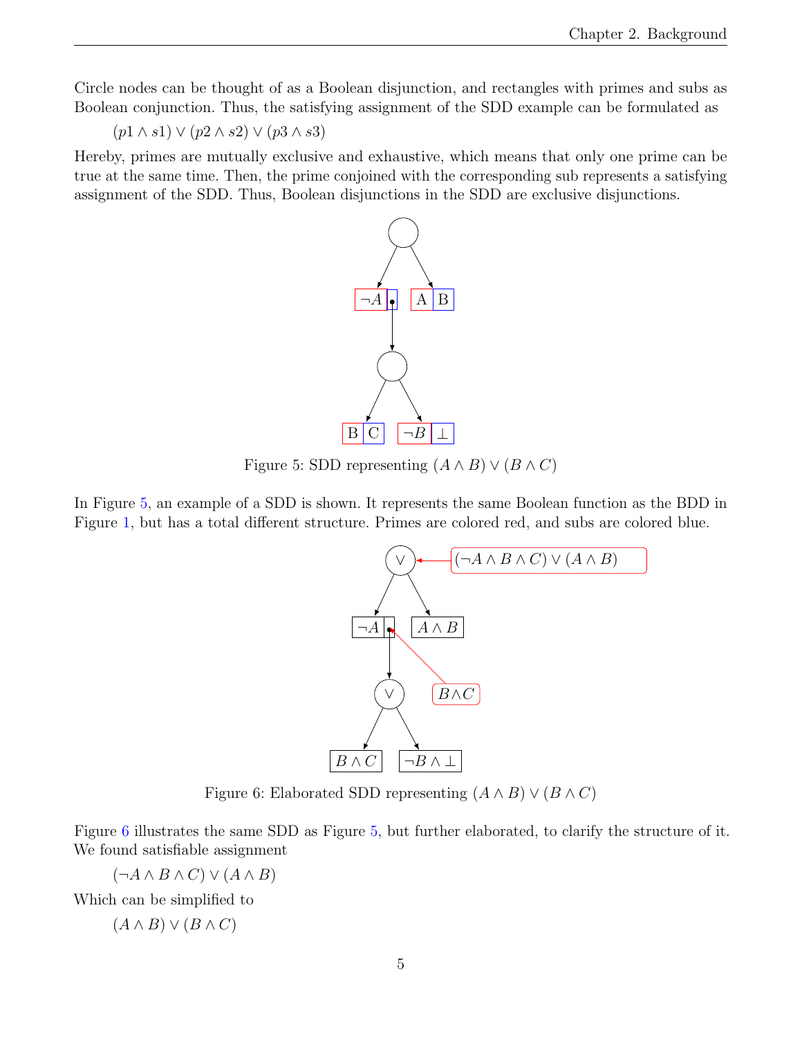Circle nodes can be thought of as a Boolean disjunction, and rectangles with primes and subs as Boolean conjunction. Thus, the satisfying assignment of the SDD example can be formulated as

$$(p1 \wedge s1) \vee (p2 \wedge s2) \vee (p3 \wedge s3)$$

Hereby, primes are mutually exclusive and exhaustive, which means that only one prime can be true at the same time. Then, the prime conjoined with the corresponding sub represents a satisfying assignment of the SDD. Thus, Boolean disjunctions in the SDD are exclusive disjunctions.

Figure 5: SDD representing $(A \wedge B) \vee (B \wedge C)$

In Figure 5, an example of a SDD is shown. It represents the same Boolean function as the BDD in Figure 1, but has a total different structure. Primes are colored red, and subs are colored blue.

Figure 6: Elaborated SDD representing $(A \wedge B) \vee (B \wedge C)$

Figure 6 illustrates the same SDD as Figure 5, but further elaborated, to clarify the structure of it. We found satisfiable assignment

$$(\neg A \wedge B \wedge C) \vee (A \wedge B)$$

Which can be simplified to

$$(A \wedge B) \vee (B \wedge C)$$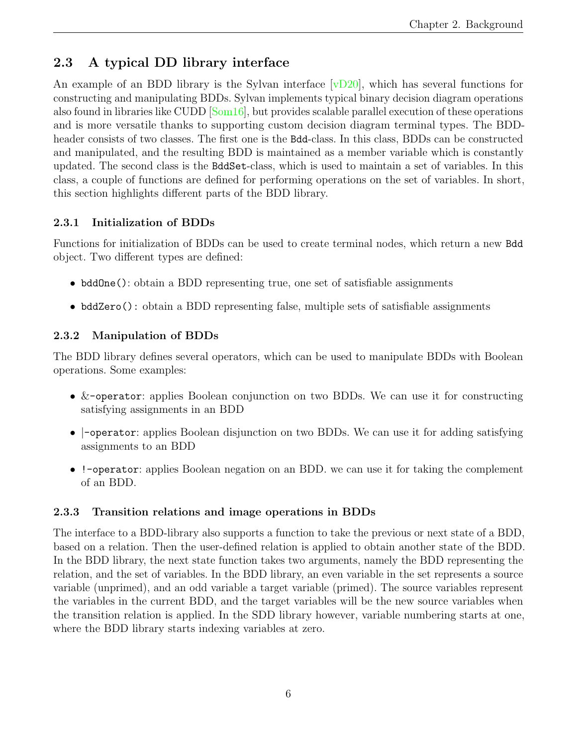## 2.3 A typical DD library interface

An example of an BDD library is the Sylvan interface [vD20], which has several functions for constructing and manipulating BDDs. Sylvan implements typical binary decision diagram operations also found in libraries like CUDD [Som16], but provides scalable parallel execution of these operations and is more versatile thanks to supporting custom decision diagram terminal types. The BDD-header consists of two classes. The first one is the `Bdd`-class. In this class, BDDs can be constructed and manipulated, and the resulting BDD is maintained as a member variable which is constantly updated. The second class is the `BddSet`-class, which is used to maintain a set of variables. In this class, a couple of functions are defined for performing operations on the set of variables. In short, this section highlights different parts of the BDD library.

### 2.3.1 Initialization of BDDs

Functions for initialization of BDDs can be used to create terminal nodes, which return a new `Bdd` object. Two different types are defined:

- `bddOne()`: obtain a BDD representing true, one set of satisfiable assignments
- `bddZero()`: obtain a BDD representing false, multiple sets of satisfiable assignments

### 2.3.2 Manipulation of BDDs

The BDD library defines several operators, which can be used to manipulate BDDs with Boolean operations. Some examples:

- `&-operator`: applies Boolean conjunction on two BDDs. We can use it for constructing satisfying assignments in an BDD
- `|-operator`: applies Boolean disjunction on two BDDs. We can use it for adding satisfying assignments to an BDD
- `!-operator`: applies Boolean negation on an BDD. we can use it for taking the complement of an BDD.

### 2.3.3 Transition relations and image operations in BDDs

The interface to a BDD-library also supports a function to take the previous or next state of a BDD, based on a relation. Then the user-defined relation is applied to obtain another state of the BDD. In the BDD library, the next state function takes two arguments, namely the BDD representing the relation, and the set of variables. In the BDD library, an even variable in the set represents a source variable (unprimed), and an odd variable a target variable (primed). The source variables represent the variables in the current BDD, and the target variables will be the new source variables when the transition relation is applied. In the SDD library however, variable numbering starts at one, where the BDD library starts indexing variables at zero.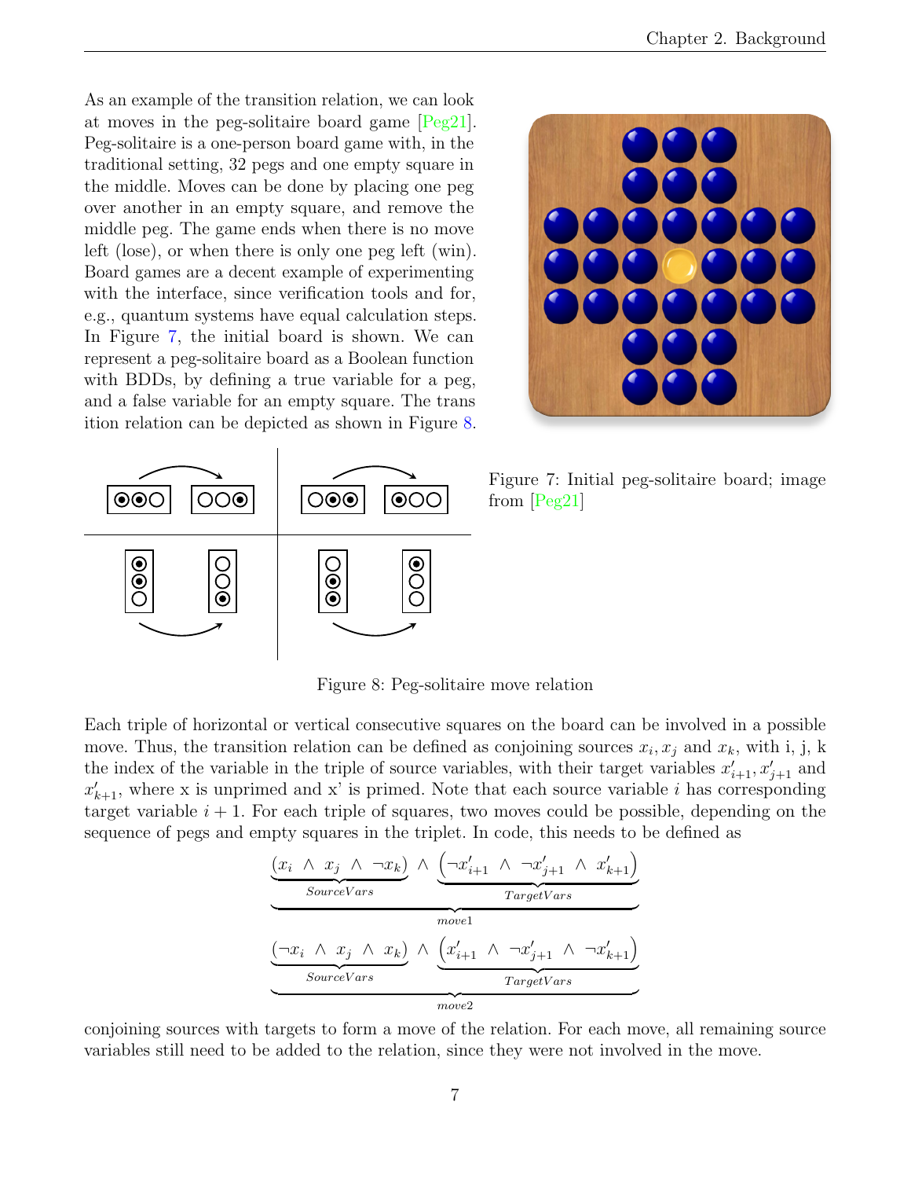As an example of the transition relation, we can look at moves in the peg-solitaire board game [Peg21]. Peg-solitaire is a one-person board game with, in the traditional setting, 32 pegs and one empty square in the middle. Moves can be done by placing one peg over another in an empty square, and remove the middle peg. The game ends when there is no move left (lose), or when there is only one peg left (win). Board games are a decent example of experimenting with the interface, since verification tools and for, e.g., quantum systems have equal calculation steps. In Figure 7, the initial board is shown. We can represent a peg-solitaire board as a Boolean function with BDDs, by defining a true variable for a peg, and a false variable for an empty square. The transition relation can be depicted as shown in Figure 8.

Figure 7: Initial peg-solitaire board; image from [Peg21]

Figure 8: Peg-solitaire move relation

Each triple of horizontal or vertical consecutive squares on the board can be involved in a possible move. Thus, the transition relation can be defined as conjoining sources $x_i, x_j$ and $x_k$, with i, j, k the index of the variable in the triple of source variables, with their target variables $x'_{i+1}, x'_{j+1}$ and $x'_{k+1}$, where x is unprimed and x' is primed. Note that each source variable $i$ has corresponding target variable $i+1$. For each triple of squares, two moves could be possible, depending on the sequence of pegs and empty squares in the triplet. In code, this needs to be defined as

$$\underbrace{\underbrace{(x_i \ \wedge \ x_j \ \wedge \ \neg x_k)}_{SourceVars} \ \wedge \ \underbrace{\left(\neg x'_{i+1} \ \wedge \ \neg x'_{j+1} \ \wedge \ x'_{k+1}\right)}_{TargetVars}}_{move1}$$

$$\underbrace{\underbrace{(\neg x_i \ \wedge \ x_j \ \wedge \ x_k)}_{SourceVars} \ \wedge \ \underbrace{\left(x'_{i+1} \ \wedge \ \neg x'_{j+1} \ \wedge \ \neg x'_{k+1}\right)}_{TargetVars}}_{move2}$$

conjoining sources with targets to form a move of the relation. For each move, all remaining source variables still need to be added to the relation, since they were not involved in the move.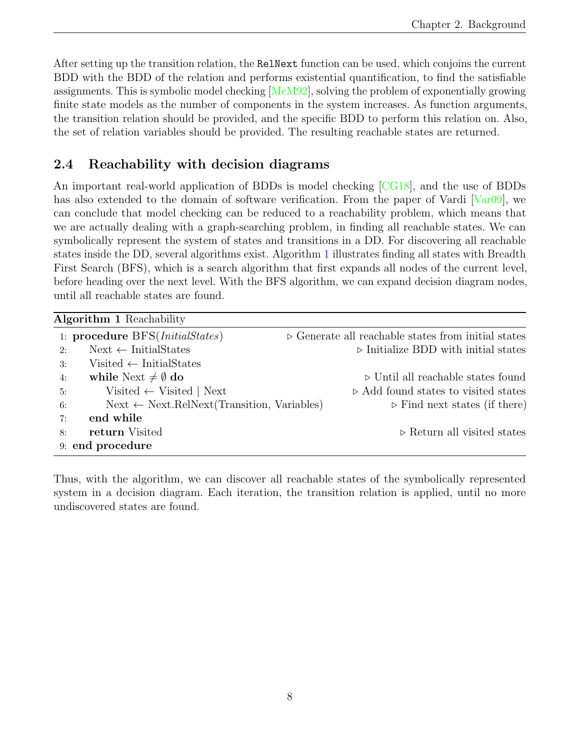After setting up the transition relation, the `RelNext` function can be used, which conjoins the current BDD with the BDD of the relation and performs existential quantification, to find the satisfiable assignments. This is symbolic model checking [McM92], solving the problem of exponentially growing finite state models as the number of components in the system increases. As function arguments, the transition relation should be provided, and the specific BDD to perform this relation on. Also, the set of relation variables should be provided. The resulting reachable states are returned.

## 2.4 Reachability with decision diagrams

An important real-world application of BDDs is model checking [CG18], and the use of BDDs has also extended to the domain of software verification. From the paper of Vardi [Var09], we can conclude that model checking can be reduced to a reachability problem, which means that we are actually dealing with a graph-searching problem, in finding all reachable states. We can symbolically represent the system of states and transitions in a DD. For discovering all reachable states inside the DD, several algorithms exist. Algorithm 1 illustrates finding all states with Breadth First Search (BFS), which is a search algorithm that first expands all nodes of the current level, before heading over the next level. With the BFS algorithm, we can expand decision diagram nodes, until all reachable states are found.

**Algorithm 1** Reachability

```
1: procedure BFS(InitialStates)                ▷ Generate all reachable states from initial states
2:     Next ← InitialStates                     ▷ Initialize BDD with initial states
3:     Visited ← InitialStates
4:     while Next ≠ ∅ do                        ▷ Until all reachable states found
5:         Visited ← Visited | Next             ▷ Add found states to visited states
6:         Next ← Next.RelNext(Transition, Variables)   ▷ Find next states (if there)
7:     end while
8:     return Visited                           ▷ Return all visited states
9: end procedure
```

Thus, with the algorithm, we can discover all reachable states of the symbolically represented system in a decision diagram. Each iteration, the transition relation is applied, until no more undiscovered states are found.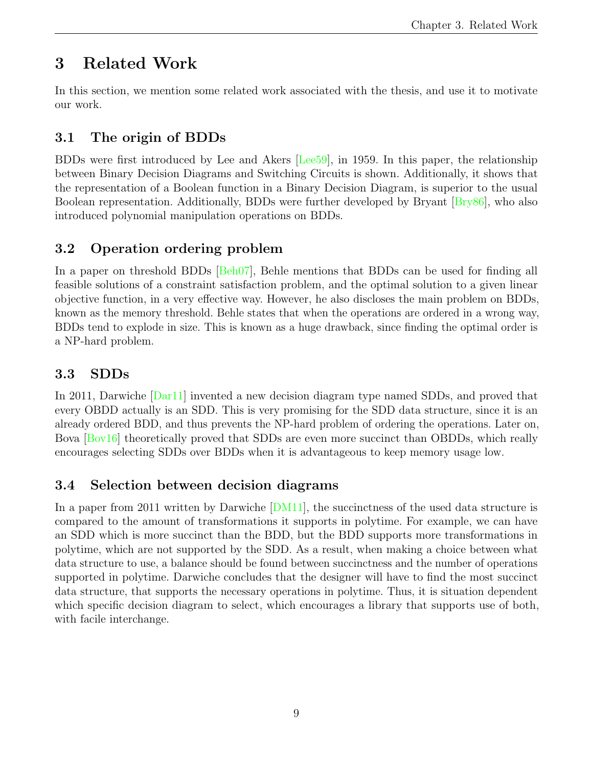# 3 Related Work

In this section, we mention some related work associated with the thesis, and use it to motivate our work.

## 3.1 The origin of BDDs

BDDs were first introduced by Lee and Akers [Lee59], in 1959. In this paper, the relationship between Binary Decision Diagrams and Switching Circuits is shown. Additionally, it shows that the representation of a Boolean function in a Binary Decision Diagram, is superior to the usual Boolean representation. Additionally, BDDs were further developed by Bryant [Bry86], who also introduced polynomial manipulation operations on BDDs.

## 3.2 Operation ordering problem

In a paper on threshold BDDs [Beh07], Behle mentions that BDDs can be used for finding all feasible solutions of a constraint satisfaction problem, and the optimal solution to a given linear objective function, in a very effective way. However, he also discloses the main problem on BDDs, known as the memory threshold. Behle states that when the operations are ordered in a wrong way, BDDs tend to explode in size. This is known as a huge drawback, since finding the optimal order is a NP-hard problem.

## 3.3 SDDs

In 2011, Darwiche [Dar11] invented a new decision diagram type named SDDs, and proved that every OBDD actually is an SDD. This is very promising for the SDD data structure, since it is an already ordered BDD, and thus prevents the NP-hard problem of ordering the operations. Later on, Bova [Bov16] theoretically proved that SDDs are even more succinct than OBDDs, which really encourages selecting SDDs over BDDs when it is advantageous to keep memory usage low.

## 3.4 Selection between decision diagrams

In a paper from 2011 written by Darwiche [DM11], the succinctness of the used data structure is compared to the amount of transformations it supports in polytime. For example, we can have an SDD which is more succinct than the BDD, but the BDD supports more transformations in polytime, which are not supported by the SDD. As a result, when making a choice between what data structure to use, a balance should be found between succinctness and the number of operations supported in polytime. Darwiche concludes that the designer will have to find the most succinct data structure, that supports the necessary operations in polytime. Thus, it is situation dependent which specific decision diagram to select, which encourages a library that supports use of both, with facile interchange.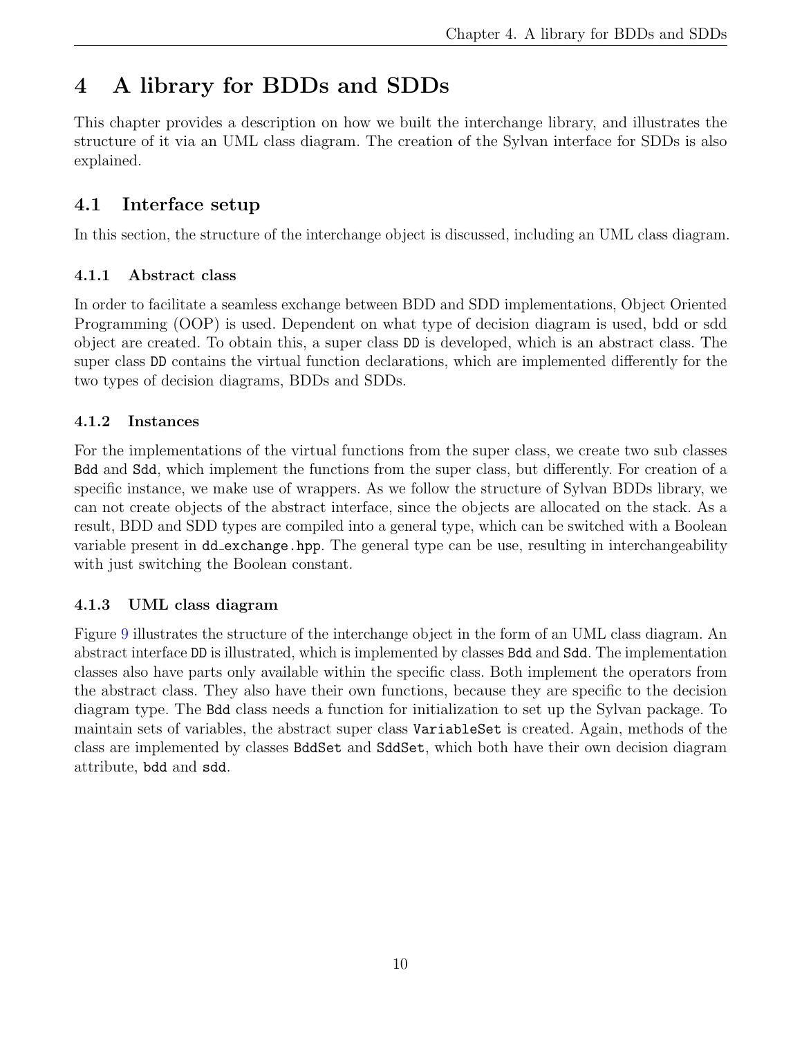# 4 A library for BDDs and SDDs

This chapter provides a description on how we built the interchange library, and illustrates the structure of it via an UML class diagram. The creation of the Sylvan interface for SDDs is also explained.

## 4.1 Interface setup

In this section, the structure of the interchange object is discussed, including an UML class diagram.

### 4.1.1 Abstract class

In order to facilitate a seamless exchange between BDD and SDD implementations, Object Oriented Programming (OOP) is used. Dependent on what type of decision diagram is used, bdd or sdd object are created. To obtain this, a super class `DD` is developed, which is an abstract class. The super class `DD` contains the virtual function declarations, which are implemented differently for the two types of decision diagrams, BDDs and SDDs.

### 4.1.2 Instances

For the implementations of the virtual functions from the super class, we create two sub classes `Bdd` and `Sdd`, which implement the functions from the super class, but differently. For creation of a specific instance, we make use of wrappers. As we follow the structure of Sylvan BDDs library, we can not create objects of the abstract interface, since the objects are allocated on the stack. As a result, BDD and SDD types are compiled into a general type, which can be switched with a Boolean variable present in `dd_exchange.hpp`. The general type can be use, resulting in interchangeability with just switching the Boolean constant.

### 4.1.3 UML class diagram

Figure 9 illustrates the structure of the interchange object in the form of an UML class diagram. An abstract interface `DD` is illustrated, which is implemented by classes `Bdd` and `Sdd`. The implementation classes also have parts only available within the specific class. Both implement the operators from the abstract class. They also have their own functions, because they are specific to the decision diagram type. The `Bdd` class needs a function for initialization to set up the Sylvan package. To maintain sets of variables, the abstract super class `VariableSet` is created. Again, methods of the class are implemented by classes `BddSet` and `SddSet`, which both have their own decision diagram attribute, `bdd` and `sdd`.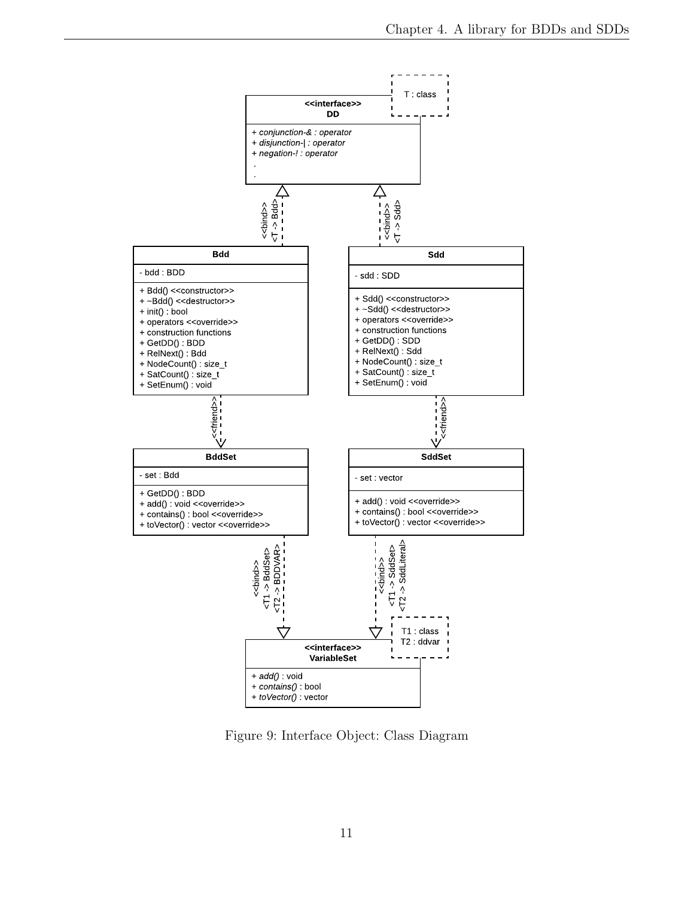Figure 9: Interface Object: Class Diagram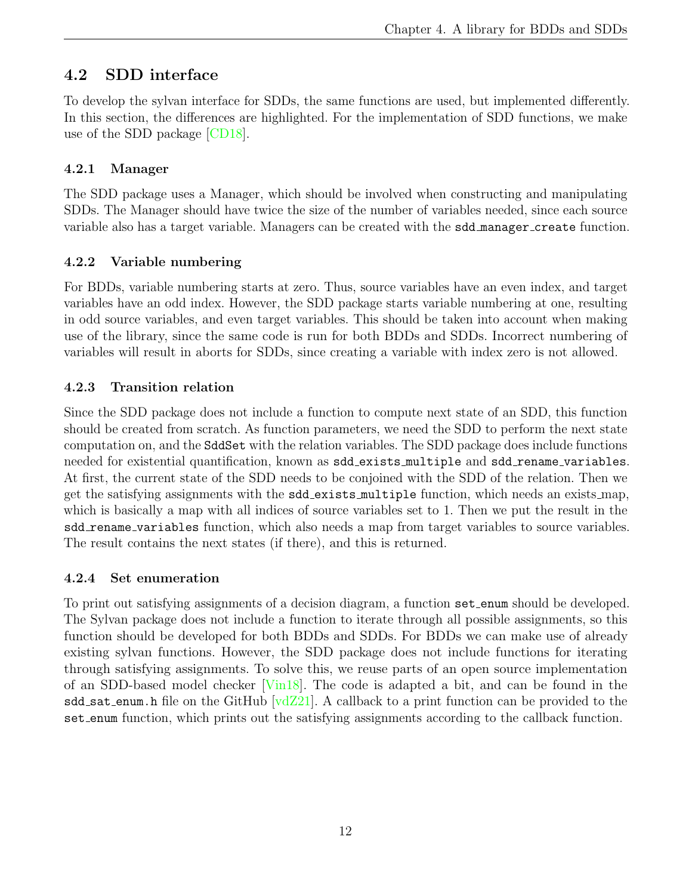## 4.2 SDD interface

To develop the sylvan interface for SDDs, the same functions are used, but implemented differently. In this section, the differences are highlighted. For the implementation of SDD functions, we make use of the SDD package [CD18].

### 4.2.1 Manager

The SDD package uses a Manager, which should be involved when constructing and manipulating SDDs. The Manager should have twice the size of the number of variables needed, since each source variable also has a target variable. Managers can be created with the `sdd_manager_create` function.

### 4.2.2 Variable numbering

For BDDs, variable numbering starts at zero. Thus, source variables have an even index, and target variables have an odd index. However, the SDD package starts variable numbering at one, resulting in odd source variables, and even target variables. This should be taken into account when making use of the library, since the same code is run for both BDDs and SDDs. Incorrect numbering of variables will result in aborts for SDDs, since creating a variable with index zero is not allowed.

### 4.2.3 Transition relation

Since the SDD package does not include a function to compute next state of an SDD, this function should be created from scratch. As function parameters, we need the SDD to perform the next state computation on, and the `SddSet` with the relation variables. The SDD package does include functions needed for existential quantification, known as `sdd_exists_multiple` and `sdd_rename_variables`. At first, the current state of the SDD needs to be conjoined with the SDD of the relation. Then we get the satisfying assignments with the `sdd_exists_multiple` function, which needs an exists_map, which is basically a map with all indices of source variables set to 1. Then we put the result in the `sdd_rename_variables` function, which also needs a map from target variables to source variables. The result contains the next states (if there), and this is returned.

### 4.2.4 Set enumeration

To print out satisfying assignments of a decision diagram, a function `set_enum` should be developed. The Sylvan package does not include a function to iterate through all possible assignments, so this function should be developed for both BDDs and SDDs. For BDDs we can make use of already existing sylvan functions. However, the SDD package does not include functions for iterating through satisfying assignments. To solve this, we reuse parts of an open source implementation of an SDD-based model checker [Vin18]. The code is adapted a bit, and can be found in the `sdd_sat_enum.h` file on the GitHub [vdZ21]. A callback to a print function can be provided to the `set_enum` function, which prints out the satisfying assignments according to the callback function.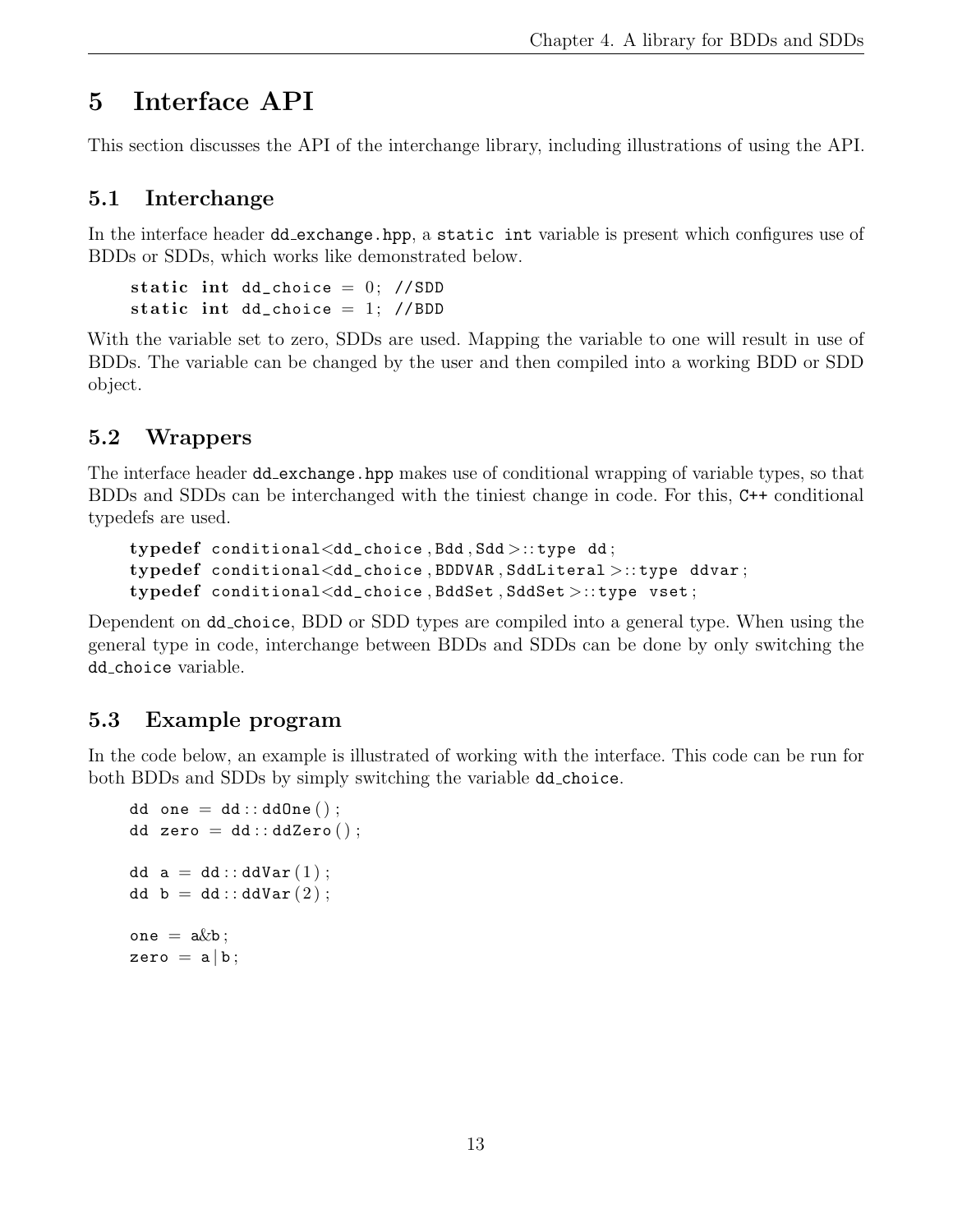# 5 Interface API

This section discusses the API of the interchange library, including illustrations of using the API.

## 5.1 Interchange

In the interface header `dd_exchange.hpp`, a `static int` variable is present which configures use of BDDs or SDDs, which works like demonstrated below.

```
static int dd_choice = 0; //SDD
static int dd_choice = 1; //BDD
```

With the variable set to zero, SDDs are used. Mapping the variable to one will result in use of BDDs. The variable can be changed by the user and then compiled into a working BDD or SDD object.

## 5.2 Wrappers

The interface header `dd_exchange.hpp` makes use of conditional wrapping of variable types, so that BDDs and SDDs can be interchanged with the tiniest change in code. For this, `C++` conditional typedefs are used.

```
typedef conditional<dd_choice,Bdd,Sdd>::type dd;
typedef conditional<dd_choice,BDDVAR,SddLiteral>::type ddvar;
typedef conditional<dd_choice,BddSet,SddSet>::type vset;
```

Dependent on `dd_choice`, BDD or SDD types are compiled into a general type. When using the general type in code, interchange between BDDs and SDDs can be done by only switching the `dd_choice` variable.

## 5.3 Example program

In the code below, an example is illustrated of working with the interface. This code can be run for both BDDs and SDDs by simply switching the variable `dd_choice`.

```
dd one = dd::ddOne();
dd zero = dd::ddZero();

dd a = dd::ddVar(1);
dd b = dd::ddVar(2);

one = a&b;
zero = a|b;
```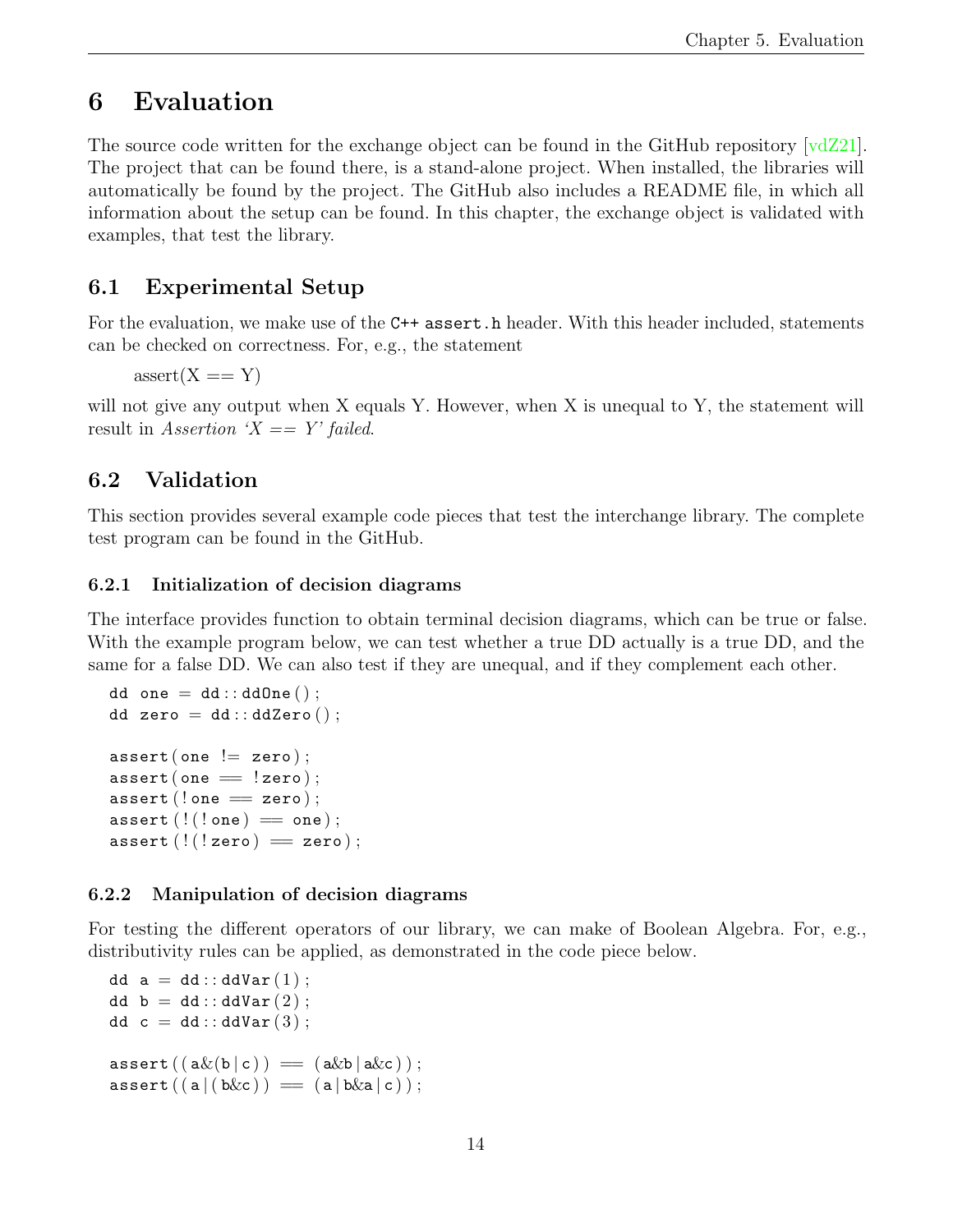# 6 Evaluation

The source code written for the exchange object can be found in the GitHub repository [vdZ21]. The project that can be found there, is a stand-alone project. When installed, the libraries will automatically be found by the project. The GitHub also includes a README file, in which all information about the setup can be found. In this chapter, the exchange object is validated with examples, that test the library.

## 6.1 Experimental Setup

For the evaluation, we make use of the `C++` `assert.h` header. With this header included, statements can be checked on correctness. For, e.g., the statement

assert(X == Y)

will not give any output when X equals Y. However, when X is unequal to Y, the statement will result in *Assertion 'X == Y' failed*.

## 6.2 Validation

This section provides several example code pieces that test the interchange library. The complete test program can be found in the GitHub.

### 6.2.1 Initialization of decision diagrams

The interface provides function to obtain terminal decision diagrams, which can be true or false. With the example program below, we can test whether a true DD actually is a true DD, and the same for a false DD. We can also test if they are unequal, and if they complement each other.

```
dd one = dd::ddOne();
dd zero = dd::ddZero();

assert(one != zero);
assert(one == !zero);
assert(!one == zero);
assert(!(!one) == one);
assert(!(!zero) == zero);
```

### 6.2.2 Manipulation of decision diagrams

For testing the different operators of our library, we can make of Boolean Algebra. For, e.g., distributivity rules can be applied, as demonstrated in the code piece below.

```
dd a = dd::ddVar(1);
dd b = dd::ddVar(2);
dd c = dd::ddVar(3);

assert((a&(b|c)) == (a&b|a&c));
assert((a|(b&c)) == (a|b&a|c));
```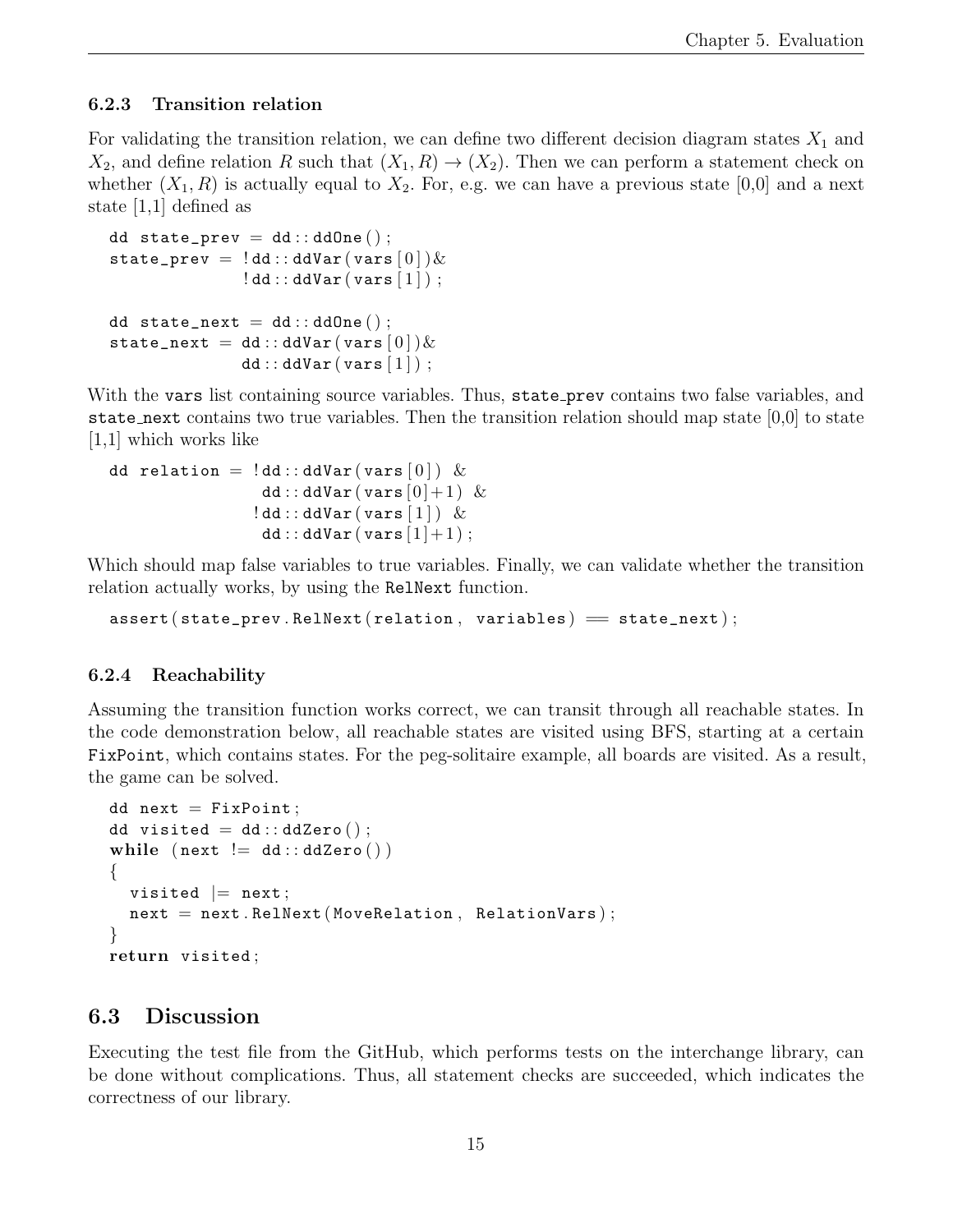### 6.2.3 Transition relation

For validating the transition relation, we can define two different decision diagram states $X_1$ and $X_2$, and define relation $R$ such that $(X_1, R) \rightarrow (X_2)$. Then we can perform a statement check on whether $(X_1, R)$ is actually equal to $X_2$. For, e.g. we can have a previous state [0,0] and a next state [1,1] defined as

```
dd state_prev = dd::ddOne();
state_prev = !dd::ddVar(vars[0])&
             !dd::ddVar(vars[1]);

dd state_next = dd::ddOne();
state_next = dd::ddVar(vars[0])&
             dd::ddVar(vars[1]);
```

With the `vars` list containing source variables. Thus, `state_prev` contains two false variables, and `state_next` contains two true variables. Then the transition relation should map state [0,0] to state [1,1] which works like

```
dd relation = !dd::ddVar(vars[0]) &
               dd::ddVar(vars[0]+1) &
              !dd::ddVar(vars[1]) &
               dd::ddVar(vars[1]+1);
```

Which should map false variables to true variables. Finally, we can validate whether the transition relation actually works, by using the `RelNext` function.

```
assert(state_prev.RelNext(relation, variables) == state_next);
```

### 6.2.4 Reachability

Assuming the transition function works correct, we can transit through all reachable states. In the code demonstration below, all reachable states are visited using BFS, starting at a certain `FixPoint`, which contains states. For the peg-solitaire example, all boards are visited. As a result, the game can be solved.

```
dd next = FixPoint;
dd visited = dd::ddZero();
while (next != dd::ddZero())
{
  visited |= next;
  next = next.RelNext(MoveRelation, RelationVars);
}
return visited;
```

## 6.3 Discussion

Executing the test file from the GitHub, which performs tests on the interchange library, can be done without complications. Thus, all statement checks are succeeded, which indicates the correctness of our library.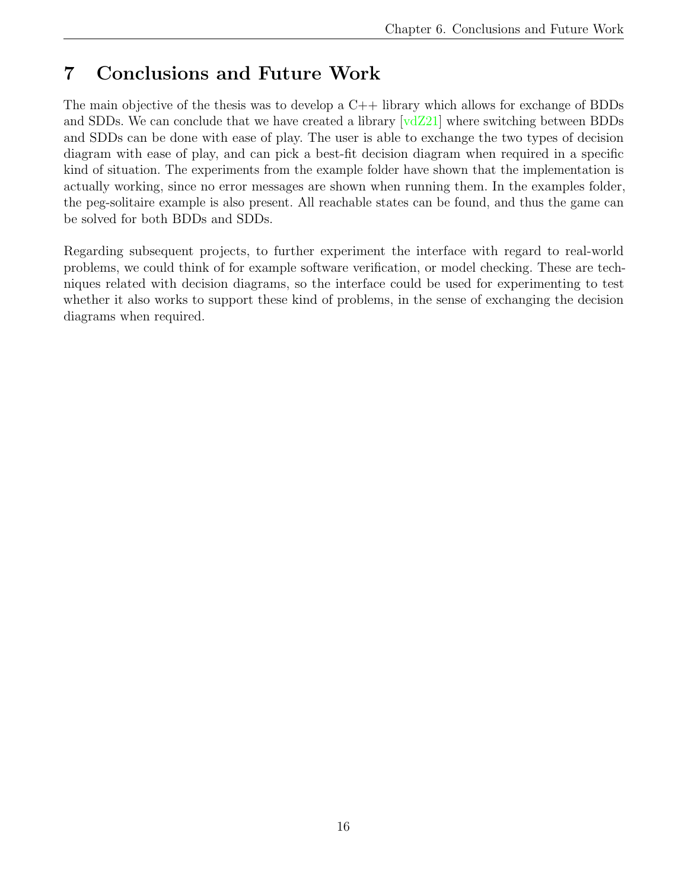# 7 Conclusions and Future Work

The main objective of the thesis was to develop a C++ library which allows for exchange of BDDs and SDDs. We can conclude that we have created a library [vdZ21] where switching between BDDs and SDDs can be done with ease of play. The user is able to exchange the two types of decision diagram with ease of play, and can pick a best-fit decision diagram when required in a specific kind of situation. The experiments from the example folder have shown that the implementation is actually working, since no error messages are shown when running them. In the examples folder, the peg-solitaire example is also present. All reachable states can be found, and thus the game can be solved for both BDDs and SDDs.

Regarding subsequent projects, to further experiment the interface with regard to real-world problems, we could think of for example software verification, or model checking. These are techniques related with decision diagrams, so the interface could be used for experimenting to test whether it also works to support these kind of problems, in the sense of exchanging the decision diagrams when required.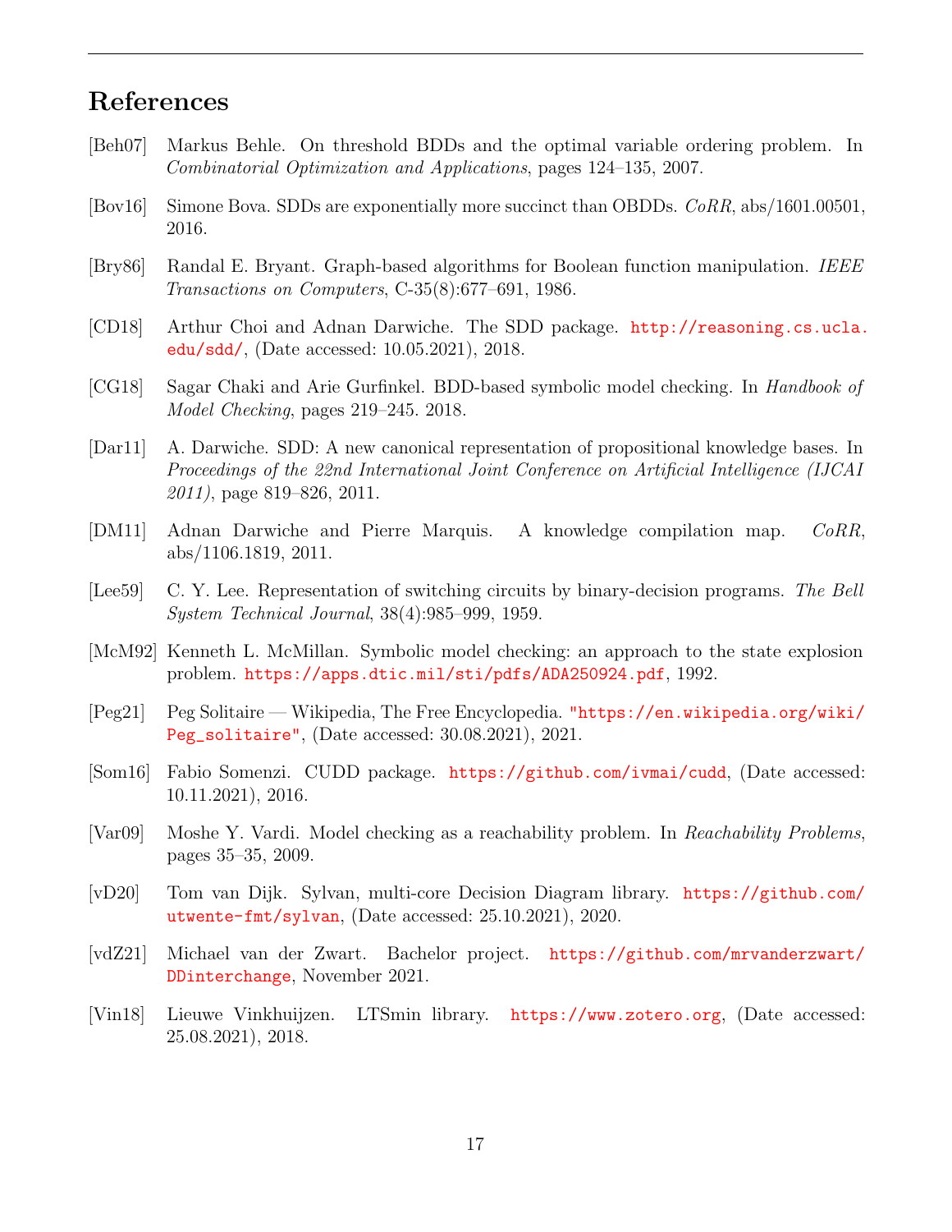## References

[Beh07] Markus Behle. On threshold BDDs and the optimal variable ordering problem. In *Combinatorial Optimization and Applications*, pages 124–135, 2007.

[Bov16] Simone Bova. SDDs are exponentially more succinct than OBDDs. *CoRR*, abs/1601.00501, 2016.

[Bry86] Randal E. Bryant. Graph-based algorithms for Boolean function manipulation. *IEEE Transactions on Computers*, C-35(8):677–691, 1986.

[CD18] Arthur Choi and Adnan Darwiche. The SDD package. http://reasoning.cs.ucla.edu/sdd/, (Date accessed: 10.05.2021), 2018.

[CG18] Sagar Chaki and Arie Gurfinkel. BDD-based symbolic model checking. In *Handbook of Model Checking*, pages 219–245. 2018.

[Dar11] A. Darwiche. SDD: A new canonical representation of propositional knowledge bases. In *Proceedings of the 22nd International Joint Conference on Artificial Intelligence (IJCAI 2011)*, page 819–826, 2011.

[DM11] Adnan Darwiche and Pierre Marquis. A knowledge compilation map. *CoRR*, abs/1106.1819, 2011.

[Lee59] C. Y. Lee. Representation of switching circuits by binary-decision programs. *The Bell System Technical Journal*, 38(4):985–999, 1959.

[McM92] Kenneth L. McMillan. Symbolic model checking: an approach to the state explosion problem. https://apps.dtic.mil/sti/pdfs/ADA250924.pdf, 1992.

[Peg21] Peg Solitaire — Wikipedia, The Free Encyclopedia. "https://en.wikipedia.org/wiki/Peg_solitaire", (Date accessed: 30.08.2021), 2021.

[Som16] Fabio Somenzi. CUDD package. https://github.com/ivmai/cudd, (Date accessed: 10.11.2021), 2016.

[Var09] Moshe Y. Vardi. Model checking as a reachability problem. In *Reachability Problems*, pages 35–35, 2009.

[vD20] Tom van Dijk. Sylvan, multi-core Decision Diagram library. https://github.com/utwente-fmt/sylvan, (Date accessed: 25.10.2021), 2020.

[vdZ21] Michael van der Zwart. Bachelor project. https://github.com/mrvanderzwart/DDinterchange, November 2021.

[Vin18] Lieuwe Vinkhuijzen. LTSmin library. https://www.zotero.org, (Date accessed: 25.08.2021), 2018.